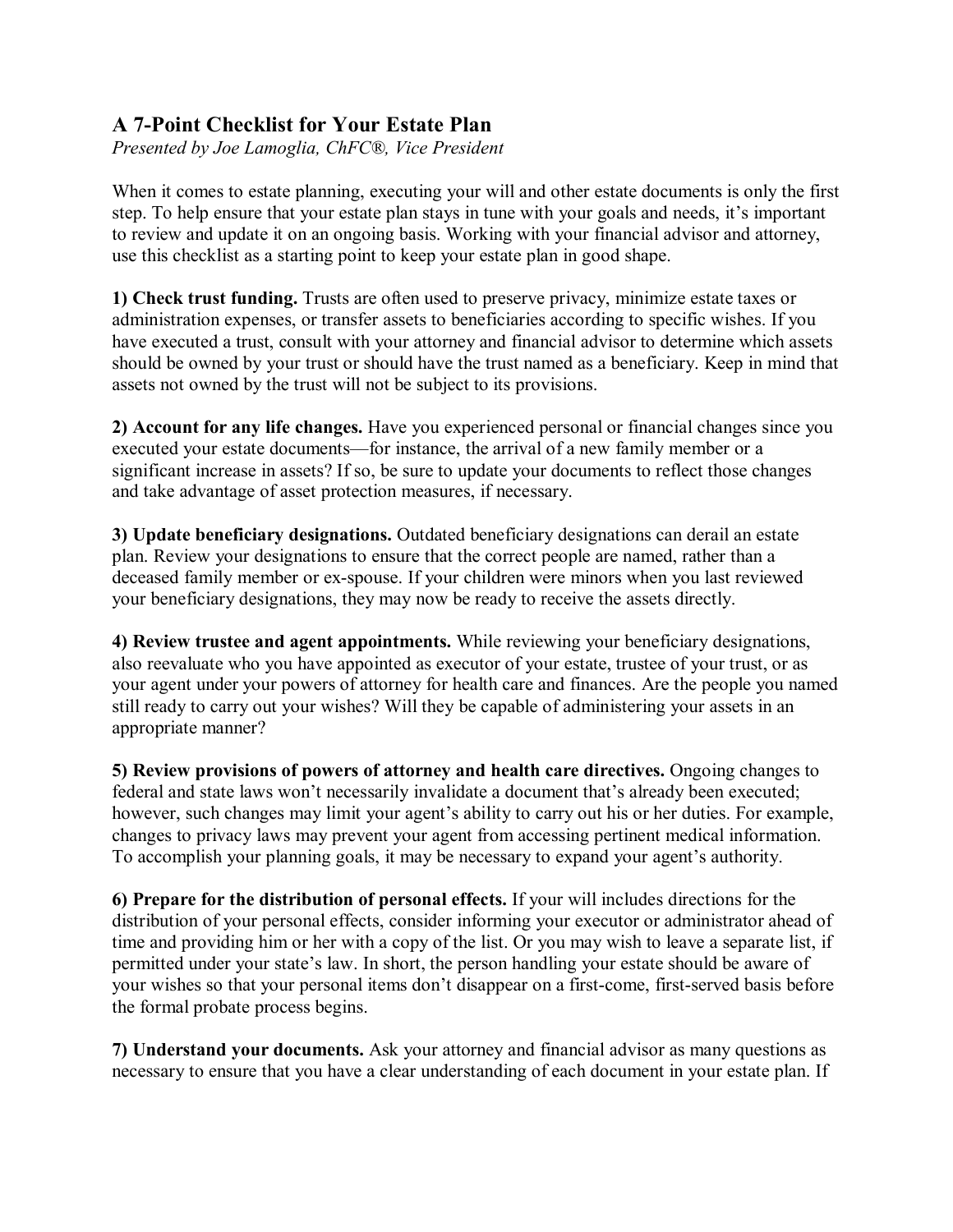## A 7-Point Checklist for Your Estate Plan

*Presented by Joe Lamoglia, ChFC®, Vice President*

When it comes to estate planning, executing your will and other estate documents is only the first step. To help ensure that your estate plan stays in tune with your goals and needs, it's important to review and update it on an ongoing basis. Working with your financial advisor and attorney, use this checklist as a starting point to keep your estate plan in good shape.

**1) Check trust funding.** Trusts are often used to preserve privacy, minimize estate taxes or administration expenses, or transfer assets to beneficiaries according to specific wishes. If you have executed a trust, consult with your attorney and financial advisor to determine which assets should be owned by your trust or should have the trust named as a beneficiary. Keep in mind that assets not owned by the trust will not be subject to its provisions.

**2) Account for any life changes.** Have you experienced personal or financial changes since you executed your estate documents—for instance, the arrival of a new family member or a significant increase in assets? If so, be sure to update your documents to reflect those changes and take advantage of asset protection measures, if necessary.

**3) Update beneficiary designations.** Outdated beneficiary designations can derail an estate plan. Review your designations to ensure that the correct people are named, rather than a deceased family member or ex-spouse. If your children were minors when you last reviewed your beneficiary designations, they may now be ready to receive the assets directly.

**4) Review trustee and agent appointments.** While reviewing your beneficiary designations, also reevaluate who you have appointed as executor of your estate, trustee of your trust, or as your agent under your powers of attorney for health care and finances. Are the people you named still ready to carry out your wishes? Will they be capable of administering your assets in an appropriate manner?

**5) Review provisions of powers of attorney and health care directives.** Ongoing changes to federal and state laws won't necessarily invalidate a document that's already been executed; however, such changes may limit your agent's ability to carry out his or her duties. For example, changes to privacy laws may prevent your agent from accessing pertinent medical information. To accomplish your planning goals, it may be necessary to expand your agent's authority.

**6) Prepare for the distribution of personal effects.** If your will includes directions for the distribution of your personal effects, consider informing your executor or administrator ahead of time and providing him or her with a copy of the list. Or you may wish to leave a separate list, if permitted under your state's law. In short, the person handling your estate should be aware of your wishes so that your personal items don't disappear on a first-come, first-served basis before the formal probate process begins.

**7) Understand your documents.** Ask your attorney and financial advisor as many questions as necessary to ensure that you have a clear understanding of each document in your estate plan. If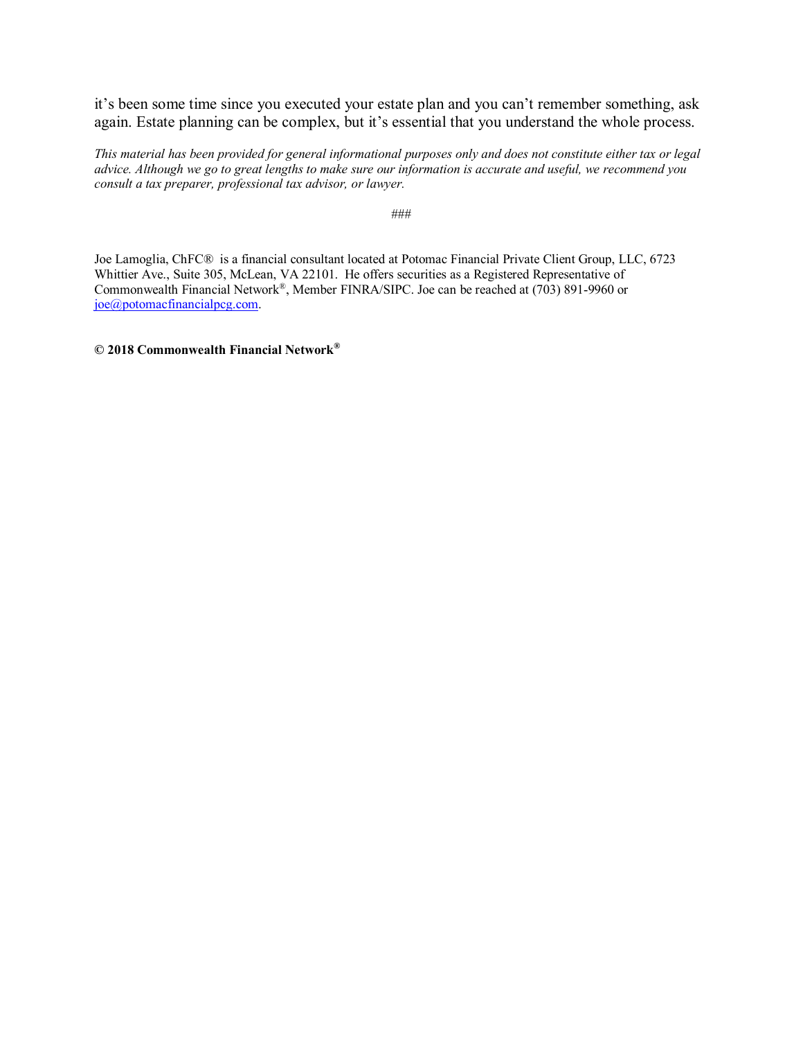it's been some time since you executed your estate plan and you can't remember something, ask again. Estate planning can be complex, but it's essential that you understand the whole process.

*This material has been provided for general informational purposes only and does not constitute either tax or legal advice. Although we go to great lengths to make sure our information is accurate and useful, we recommend you consult a tax preparer, professional tax advisor, or lawyer.*

###

Joe Lamoglia, ChFC® is a financial consultant located at Potomac Financial Private Client Group, LLC, 6723 Whittier Ave., Suite 305, McLean, VA 22101. He offers securities as a Registered Representative of Commonwealth Financial Network®, Member FINRA/SIPC. Joe can be reached at (703) 891-9960 or joe@potomacfinancialpcg.com.

**© 2018 Commonwealth Financial Network®**